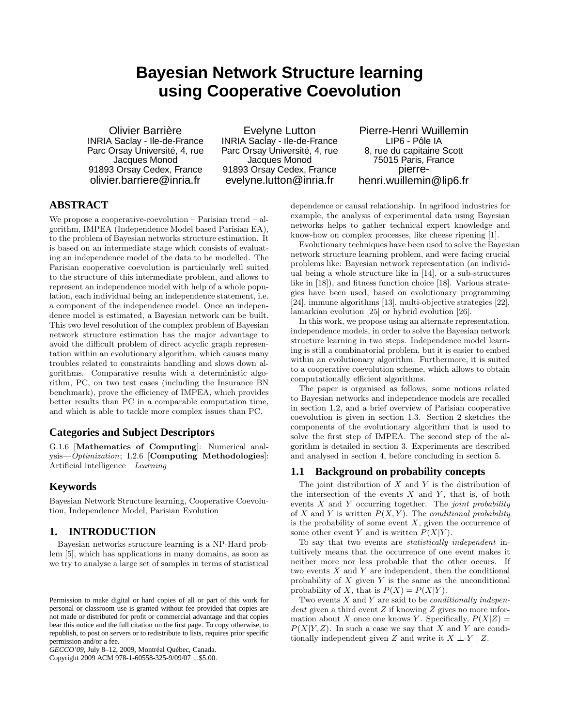# Bayesian Network Structure learning using Cooperative Coevolution

Olivier Barrière
INRIA Saclay - Ile-de-France
Parc Orsay Université, 4, rue Jacques Monod
91893 Orsay Cedex, France
olivier.barriere@inria.fr

Evelyne Lutton
INRIA Saclay - Ile-de-France
Parc Orsay Université, 4, rue Jacques Monod
91893 Orsay Cedex, France
evelyne.lutton@inria.fr

Pierre-Henri Wuillemin
LIP6 - Pôle IA
8, rue du capitaine Scott
75015 Paris, France
pierre-henri.wuillemin@lip6.fr

## ABSTRACT

We propose a cooperative-coevolution – Parisian trend – algorithm, IMPEA (Independence Model based Parisian EA), to the problem of Bayesian networks structure estimation. It is based on an intermediate stage which consists of evaluating an independence model of the data to be modelled. The Parisian cooperative coevolution is particularly well suited to the structure of this intermediate problem, and allows to represent an independence model with help of a whole population, each individual being an independence statement, i.e. a component of the independence model. Once an independence model is estimated, a Bayesian network can be built. This two level resolution of the complex problem of Bayesian network structure estimation has the major advantage to avoid the difficult problem of direct acyclic graph representation within an evolutionary algorithm, which causes many troubles related to constraints handling and slows down algorithms. Comparative results with a deterministic algorithm, PC, on two test cases (including the Insurance BN benchmark), prove the efficiency of IMPEA, which provides better results than PC in a comparable computation time, and which is able to tackle more complex issues than PC.

## Categories and Subject Descriptors

G.1.6 [**Mathematics of Computing**]: Numerical analysis—*Optimization*; I.2.6 [**Computing Methodologies**]: Artificial intelligence—*Learning*

## Keywords

Bayesian Network Structure learning, Cooperative Coevolution, Independence Model, Parisian Evolution

## 1. INTRODUCTION

Bayesian networks structure learning is a NP-Hard problem [5], which has applications in many domains, as soon as we try to analyse a large set of samples in terms of statistical dependence or causal relationship. In agrifood industries for example, the analysis of experimental data using Bayesian networks helps to gather technical expert knowledge and know-how on complex processes, like cheese ripening [1].

Evolutionary techniques have been used to solve the Bayesian network structure learning problem, and were facing crucial problems like: Bayesian network representation (an individual being a whole structure like in [14], or a sub-structures like in [18]), and fitness function choice [18]. Various strategies have been used, based on evolutionary programming [24], immune algorithms [13], multi-objective strategies [22], lamarkian evolution [25] or hybrid evolution [26].

In this work, we propose using an alternate representation, independence models, in order to solve the Bayesian network structure learning in two steps. Independence model learning is still a combinatorial problem, but it is easier to embed within an evolutionary algorithm. Furthermore, it is suited to a cooperative coevolution scheme, which allows to obtain computationally efficient algorithms.

The paper is organised as follows, some notions related to Bayesian networks and independence models are recalled in section 1.2, and a brief overview of Parisian cooperative coevolution is given in section 1.3. Section 2 sketches the components of the evolutionary algorithm that is used to solve the first step of IMPEA. The second step of the algorithm is detailed in section 3. Experiments are described and analysed in section 4, before concluding in section 5.

### 1.1 Background on probability concepts

The joint distribution of $X$ and $Y$ is the distribution of the intersection of the events $X$ and $Y$, that is, of both events $X$ and $Y$ occurring together. The *joint probability* of $X$ and $Y$ is written $P(X,Y)$. The *conditional probability* is the probability of some event $X$, given the occurrence of some other event $Y$ and is written $P(X|Y)$.

To say that two events are *statistically independent* intuitively means that the occurrence of one event makes it neither more nor less probable that the other occurs. If two events $X$ and $Y$ are independent, then the conditional probability of $X$ given $Y$ is the same as the unconditional probability of $X$, that is $P(X) = P(X|Y)$.

Two events $X$ and $Y$ are said to be *conditionally independent* given a third event $Z$ if knowing $Z$ gives no more information about $X$ once one knows $Y$. Specifically, $P(X|Z) = P(X|Y,Z)$. In such a case we say that $X$ and $Y$ are conditionally independent given $Z$ and write it $X \perp\!\!\!\perp Y \mid Z$.

Permission to make digital or hard copies of all or part of this work for personal or classroom use is granted without fee provided that copies are not made or distributed for profit or commercial advantage and that copies bear this notice and the full citation on the first page. To copy otherwise, to republish, to post on servers or to redistribute to lists, requires prior specific permission and/or a fee.
*GECCO'09*, July 8–12, 2009, Montréal Québec, Canada.
Copyright 2009 ACM 978-1-60558-325-9/09/07 ...$5.00.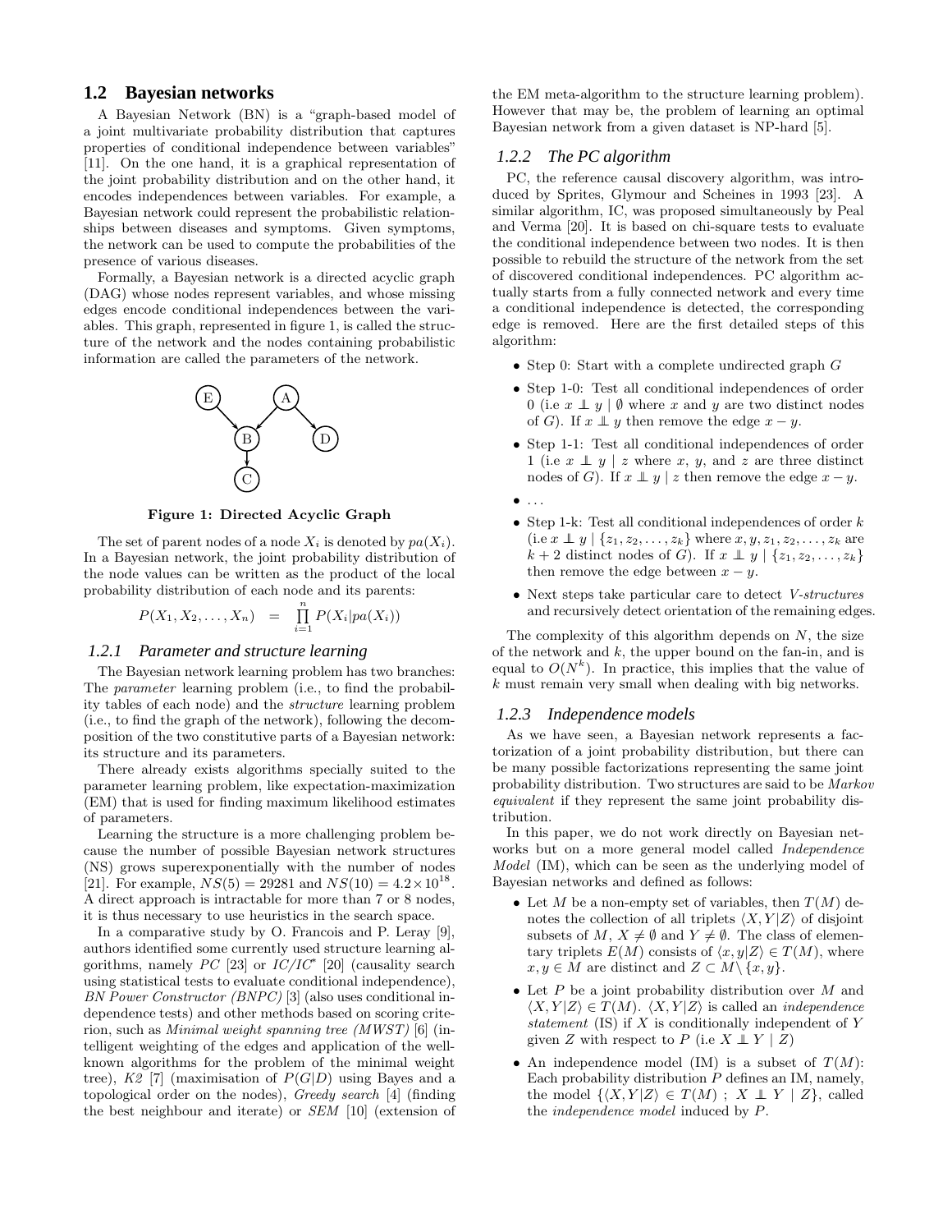## 1.2 Bayesian networks

A Bayesian Network (BN) is a "graph-based model of a joint multivariate probability distribution that captures properties of conditional independence between variables" [11]. On the one hand, it is a graphical representation of the joint probability distribution and on the other hand, it encodes independences between variables. For example, a Bayesian network could represent the probabilistic relationships between diseases and symptoms. Given symptoms, the network can be used to compute the probabilities of the presence of various diseases.

Formally, a Bayesian network is a directed acyclic graph (DAG) whose nodes represent variables, and whose missing edges encode conditional independences between the variables. This graph, represented in figure 1, is called the structure of the network and the nodes containing probabilistic information are called the parameters of the network.

**Figure 1: Directed Acyclic Graph**

The set of parent nodes of a node $X_i$ is denoted by $pa(X_i)$. In a Bayesian network, the joint probability distribution of the node values can be written as the product of the local probability distribution of each node and its parents:

$$P(X_1, X_2, \ldots, X_n) = \prod_{i=1}^{n} P(X_i | pa(X_i))$$

### 1.2.1 Parameter and structure learning

The Bayesian network learning problem has two branches: The *parameter* learning problem (i.e., to find the probability tables of each node) and the *structure* learning problem (i.e., to find the graph of the network), following the decomposition of the two constitutive parts of a Bayesian network: its structure and its parameters.

There already exists algorithms specially suited to the parameter learning problem, like expectation-maximization (EM) that is used for finding maximum likelihood estimates of parameters.

Learning the structure is a more challenging problem because the number of possible Bayesian network structures (NS) grows superexponentially with the number of nodes [21]. For example, $NS(5) = 29281$ and $NS(10) = 4.2 \times 10^{18}$. A direct approach is intractable for more than 7 or 8 nodes, it is thus necessary to use heuristics in the search space.

In a comparative study by O. Francois and P. Leray [9], authors identified some currently used structure learning algorithms, namely *PC* [23] or *IC/IC\** [20] (causality search using statistical tests to evaluate conditional independence), *BN Power Constructor (BNPC)* [3] (also uses conditional independence tests) and other methods based on scoring criterion, such as *Minimal weight spanning tree (MWST)* [6] (intelligent weighting of the edges and application of the well-known algorithms for the problem of the minimal weight tree), *K2* [7] (maximisation of $P(G|D)$ using Bayes and a topological order on the nodes), *Greedy search* [4] (finding the best neighbour and iterate) or *SEM* [10] (extension of the EM meta-algorithm to the structure learning problem). However that may be, the problem of learning an optimal Bayesian network from a given dataset is NP-hard [5].

### 1.2.2 The PC algorithm

PC, the reference causal discovery algorithm, was introduced by Sprites, Glymour and Scheines in 1993 [23]. A similar algorithm, IC, was proposed simultaneously by Peal and Verma [20]. It is based on chi-square tests to evaluate the conditional independence between two nodes. It is then possible to rebuild the structure of the network from the set of discovered conditional independences. PC algorithm actually starts from a fully connected network and every time a conditional independence is detected, the corresponding edge is removed. Here are the first detailed steps of this algorithm:

- Step 0: Start with a complete undirected graph $G$
- Step 1-0: Test all conditional independences of order 0 (i.e $x \perp\!\!\!\perp y \mid \emptyset$ where $x$ and $y$ are two distinct nodes of $G$). If $x \perp\!\!\!\perp y$ then remove the edge $x - y$.
- Step 1-1: Test all conditional independences of order 1 (i.e $x \perp\!\!\!\perp y \mid z$ where $x$, $y$, and $z$ are three distinct nodes of $G$). If $x \perp\!\!\!\perp y \mid z$ then remove the edge $x - y$.
- ...
- Step 1-k: Test all conditional independences of order $k$ (i.e $x \perp\!\!\!\perp y \mid \{z_1, z_2, \ldots, z_k\}$ where $x, y, z_1, z_2, \ldots, z_k$ are $k+2$ distinct nodes of $G$). If $x \perp\!\!\!\perp y \mid \{z_1, z_2, \ldots, z_k\}$ then remove the edge between $x - y$.
- Next steps take particular care to detect *V-structures* and recursively detect orientation of the remaining edges.

The complexity of this algorithm depends on $N$, the size of the network and $k$, the upper bound on the fan-in, and is equal to $O(N^k)$. In practice, this implies that the value of $k$ must remain very small when dealing with big networks.

### 1.2.3 Independence models

As we have seen, a Bayesian network represents a factorization of a joint probability distribution, but there can be many possible factorizations representing the same joint probability distribution. Two structures are said to be *Markov equivalent* if they represent the same joint probability distribution.

In this paper, we do not work directly on Bayesian networks but on a more general model called *Independence Model* (IM), which can be seen as the underlying model of Bayesian networks and defined as follows:

- Let $M$ be a non-empty set of variables, then $T(M)$ denotes the collection of all triplets $\langle X, Y|Z\rangle$ of disjoint subsets of $M$, $X \neq \emptyset$ and $Y \neq \emptyset$. The class of elementary triplets $E(M)$ consists of $\langle x, y|Z\rangle \in T(M)$, where $x, y \in M$ are distinct and $Z \subset M \setminus \{x, y\}$.
- Let $P$ be a joint probability distribution over $M$ and $\langle X, Y|Z\rangle \in T(M)$. $\langle X, Y|Z\rangle$ is called an *independence statement* (IS) if $X$ is conditionally independent of $Y$ given $Z$ with respect to $P$ (i.e $X \perp\!\!\!\perp Y \mid Z$)
- An independence model (IM) is a subset of $T(M)$: Each probability distribution $P$ defines an IM, namely, the model $\{\langle X, Y|Z\rangle \in T(M) \; ; \; X \perp\!\!\!\perp Y \mid Z\}$, called the *independence model* induced by $P$.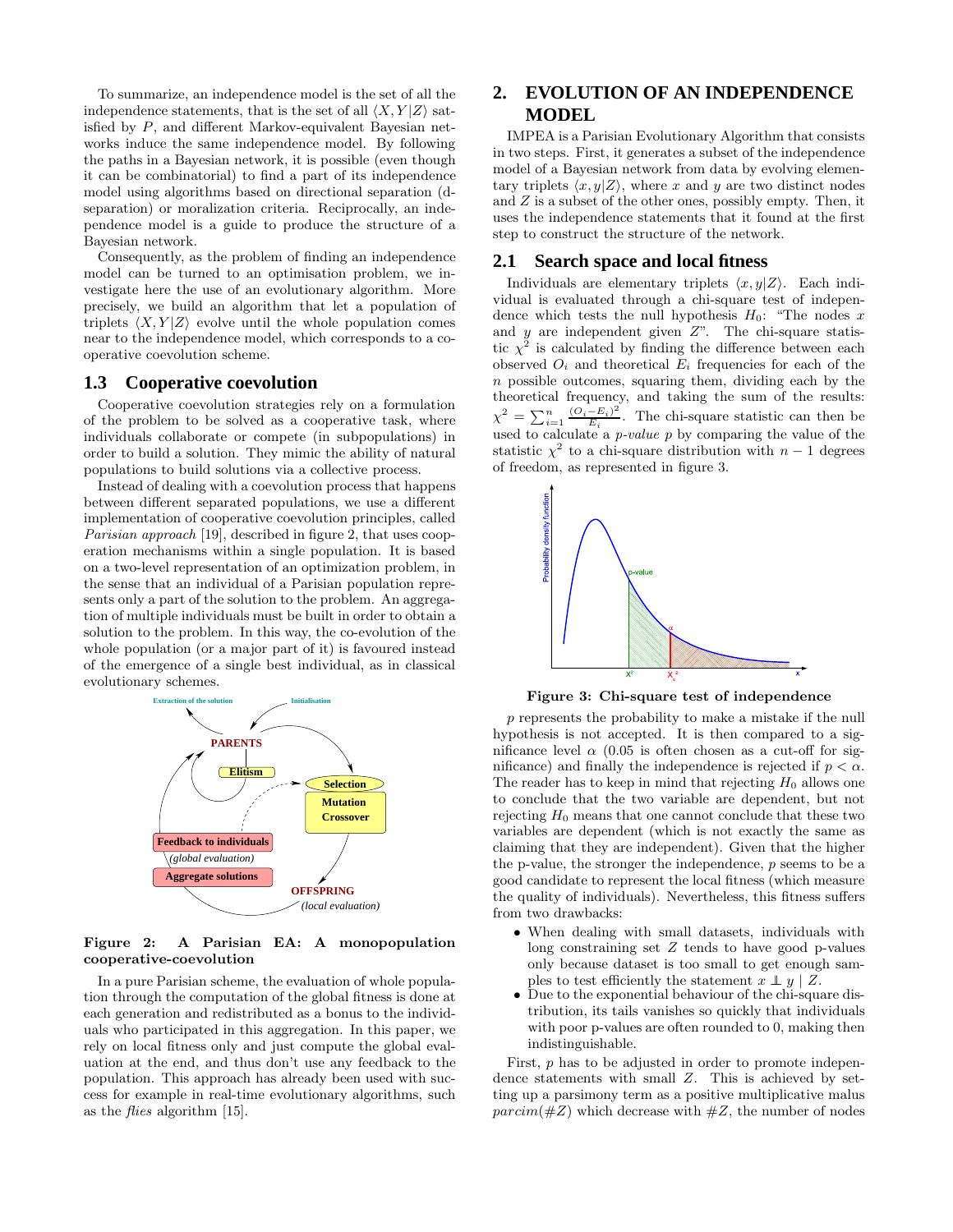To summarize, an independence model is the set of all the independence statements, that is the set of all $\langle X, Y|Z\rangle$ satisfied by $P$, and different Markov-equivalent Bayesian networks induce the same independence model. By following the paths in a Bayesian network, it is possible (even though it can be combinatorial) to find a part of its independence model using algorithms based on directional separation (d-separation) or moralization criteria. Reciprocally, an independence model is a guide to produce the structure of a Bayesian network.

Consequently, as the problem of finding an independence model can be turned to an optimisation problem, we investigate here the use of an evolutionary algorithm. More precisely, we build an algorithm that let a population of triplets $\langle X, Y|Z\rangle$ evolve until the whole population comes near to the independence model, which corresponds to a cooperative coevolution scheme.

### 1.3 Cooperative coevolution

Cooperative coevolution strategies rely on a formulation of the problem to be solved as a cooperative task, where individuals collaborate or compete (in subpopulations) in order to build a solution. They mimic the ability of natural populations to build solutions via a collective process.

Instead of dealing with a coevolution process that happens between different separated populations, we use a different implementation of cooperative coevolution principles, called *Parisian approach* [19], described in figure 2, that uses cooperation mechanisms within a single population. It is based on a two-level representation of an optimization problem, in the sense that an individual of a Parisian population represents only a part of the solution to the problem. An aggregation of multiple individuals must be built in order to obtain a solution to the problem. In this way, the co-evolution of the whole population (or a major part of it) is favoured instead of the emergence of a single best individual, as in classical evolutionary schemes.

Extraction of the solution
Initialisation
PARENTS
Elitism
Selection
Mutation
Crossover
Feedback to individuals
(global evaluation)
Aggregate solutions
OFFSPRING
(local evaluation)

**Figure 2: A Parisian EA: A monopopulation cooperative-coevolution**

In a pure Parisian scheme, the evaluation of whole population through the computation of the global fitness is done at each generation and redistributed as a bonus to the individuals who participated in this aggregation. In this paper, we rely on local fitness only and just compute the global evaluation at the end, and thus don't use any feedback to the population. This approach has already been used with success for example in real-time evolutionary algorithms, such as the *flies* algorithm [15].

## 2. EVOLUTION OF AN INDEPENDENCE MODEL

IMPEA is a Parisian Evolutionary Algorithm that consists in two steps. First, it generates a subset of the independence model of a Bayesian network from data by evolving elementary triplets $\langle x, y|Z\rangle$, where $x$ and $y$ are two distinct nodes and $Z$ is a subset of the other ones, possibly empty. Then, it uses the independence statements that it found at the first step to construct the structure of the network.

### 2.1 Search space and local fitness

Individuals are elementary triplets $\langle x, y|Z\rangle$. Each individual is evaluated through a chi-square test of independence which tests the null hypothesis $H_0$: "The nodes $x$ and $y$ are independent given $Z$". The chi-square statistic $\chi^2$ is calculated by finding the difference between each observed $O_i$ and theoretical $E_i$ frequencies for each of the $n$ possible outcomes, squaring them, dividing each by the theoretical frequency, and taking the sum of the results: $\chi^2 = \sum_{i=1}^{n} \frac{(O_i - E_i)^2}{E_i}$. The chi-square statistic can then be used to calculate a *p-value* $p$ by comparing the value of the statistic $\chi^2$ to a chi-square distribution with $n-1$ degrees of freedom, as represented in figure 3.

Probability density function
p-value
α
X²
X²α
x

**Figure 3: Chi-square test of independence**

$p$ represents the probability to make a mistake if the null hypothesis is not accepted. It is then compared to a significance level $\alpha$ (0.05 is often chosen as a cut-off for significance) and finally the independence is rejected if $p < \alpha$. The reader has to keep in mind that rejecting $H_0$ allows one to conclude that the two variable are dependent, but not rejecting $H_0$ means that one cannot conclude that these two variables are dependent (which is not exactly the same as claiming that they are independent). Given that the higher the p-value, the stronger the independence, $p$ seems to be a good candidate to represent the local fitness (which measure the quality of individuals). Nevertheless, this fitness suffers from two drawbacks:

- When dealing with small datasets, individuals with long constraining set $Z$ tends to have good p-values only because dataset is too small to get enough samples to test efficiently the statement $x \perp\!\!\!\perp y \mid Z$.
- Due to the exponential behaviour of the chi-square distribution, its tails vanishes so quickly that individuals with poor p-values are often rounded to 0, making then indistinguishable.

First, $p$ has to be adjusted in order to promote independence statements with small $Z$. This is achieved by setting up a parsimony term as a positive multiplicative malus $parcim(\#Z)$ which decrease with $\#Z$, the number of nodes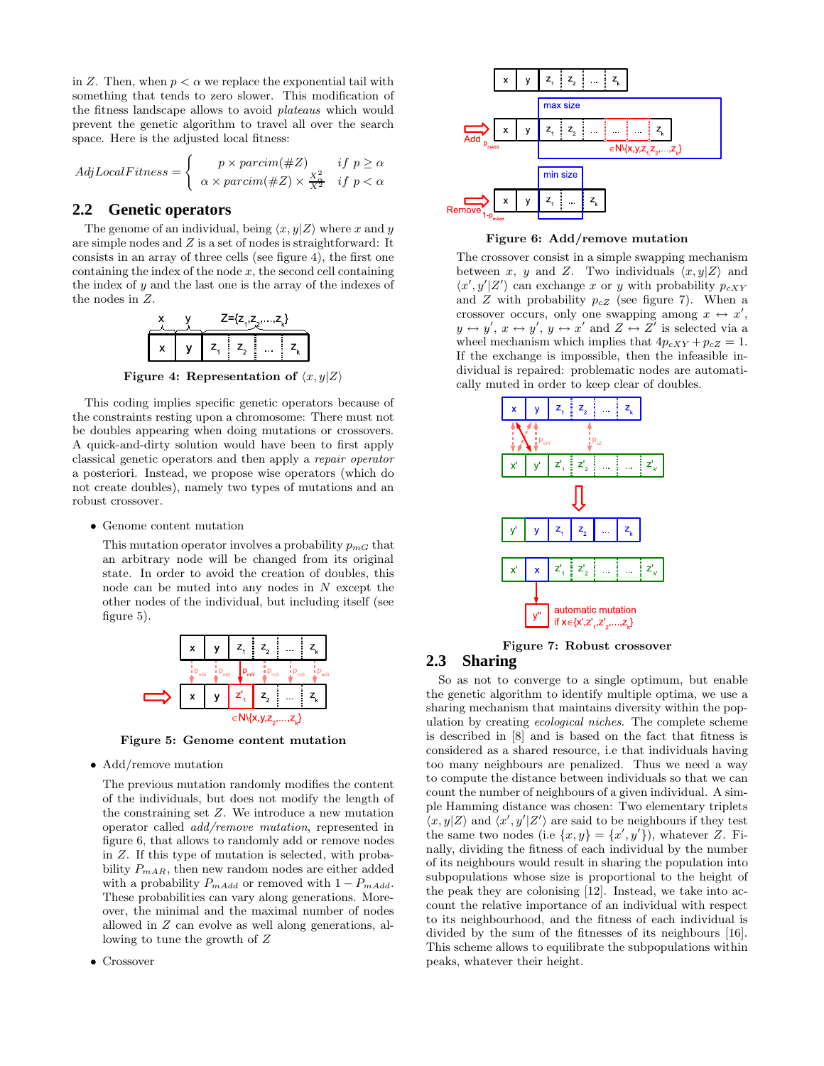in $Z$. Then, when $p < \alpha$ we replace the exponential tail with something that tends to zero slower. This modification of the fitness landscape allows to avoid *plateaus* which would prevent the genetic algorithm to travel all over the search space. Here is the adjusted local fitness:

$$AdjLocalFitness = \begin{cases} p \times parcim(\#Z) & if\ p \geq \alpha \\ \alpha \times parcim(\#Z) \times \frac{X_\alpha^2}{X^2} & if\ p < \alpha \end{cases}$$

## 2.2 Genetic operators

The genome of an individual, being $\langle x, y|Z\rangle$ where $x$ and $y$ are simple nodes and $Z$ is a set of nodes is straightforward: It consists in an array of three cells (see figure 4), the first one containing the index of the node $x$, the second cell containing the index of $y$ and the last one is the array of the indexes of the nodes in $Z$.

**Figure 4: Representation of $\langle x, y|Z\rangle$**

This coding implies specific genetic operators because of the constraints resting upon a chromosome: There must not be doubles appearing when doing mutations or crossovers. A quick-and-dirty solution would have been to first apply classical genetic operators and then apply a *repair operator* a posteriori. Instead, we propose wise operators (which do not create doubles), namely two types of mutations and an robust crossover.

- Genome content mutation

  This mutation operator involves a probability $p_{mG}$ that an arbitrary node will be changed from its original state. In order to avoid the creation of doubles, this node can be muted into any nodes in $N$ except the other nodes of the individual, but including itself (see figure 5).

  **Figure 5: Genome content mutation**

- Add/remove mutation

  The previous mutation randomly modifies the content of the individuals, but does not modify the length of the constraining set $Z$. We introduce a new mutation operator called *add/remove mutation*, represented in figure 6, that allows to randomly add or remove nodes in $Z$. If this type of mutation is selected, with probability $P_{mAR}$, then new random nodes are either added with a probability $P_{mAdd}$ or removed with $1 - P_{mAdd}$. These probabilities can vary along generations. Moreover, the minimal and the maximal number of nodes allowed in $Z$ can evolve as well along generations, allowing to tune the growth of $Z$

- Crossover

**Figure 6: Add/remove mutation**

The crossover consist in a simple swapping mechanism between $x$, $y$ and $Z$. Two individuals $\langle x, y|Z\rangle$ and $\langle x', y'|Z'\rangle$ can exchange $x$ or $y$ with probability $p_{cXY}$ and $Z$ with probability $p_{cZ}$ (see figure 7). When a crossover occurs, only one swapping among $x \leftrightarrow x'$, $y \leftrightarrow y'$, $x \leftrightarrow y'$, $y \leftrightarrow x'$ and $Z \leftrightarrow Z'$ is selected via a wheel mechanism which implies that $4p_{cXY} + p_{cZ} = 1$. If the exchange is impossible, then the infeasible individual is repaired: problematic nodes are automatically muted in order to keep clear of doubles.

**Figure 7: Robust crossover**

## 2.3 Sharing

So as not to converge to a single optimum, but enable the genetic algorithm to identify multiple optima, we use a sharing mechanism that maintains diversity within the population by creating *ecological niches*. The complete scheme is described in [8] and is based on the fact that fitness is considered as a shared resource, i.e that individuals having too many neighbours are penalized. Thus we need a way to compute the distance between individuals so that we can count the number of neighbours of a given individual. A simple Hamming distance was chosen: Two elementary triplets $\langle x, y|Z\rangle$ and $\langle x', y'|Z'\rangle$ are said to be neighbours if they test the same two nodes (i.e $\{x, y\} = \{x', y'\}$), whatever $Z$. Finally, dividing the fitness of each individual by the number of its neighbours would result in sharing the population into subpopulations whose size is proportional to the height of the peak they are colonising [12]. Instead, we take into account the relative importance of an individual with respect to its neighbourhood, and the fitness of each individual is divided by the sum of the fitnesses of its neighbours [16]. This scheme allows to equilibrate the subpopulations within peaks, whatever their height.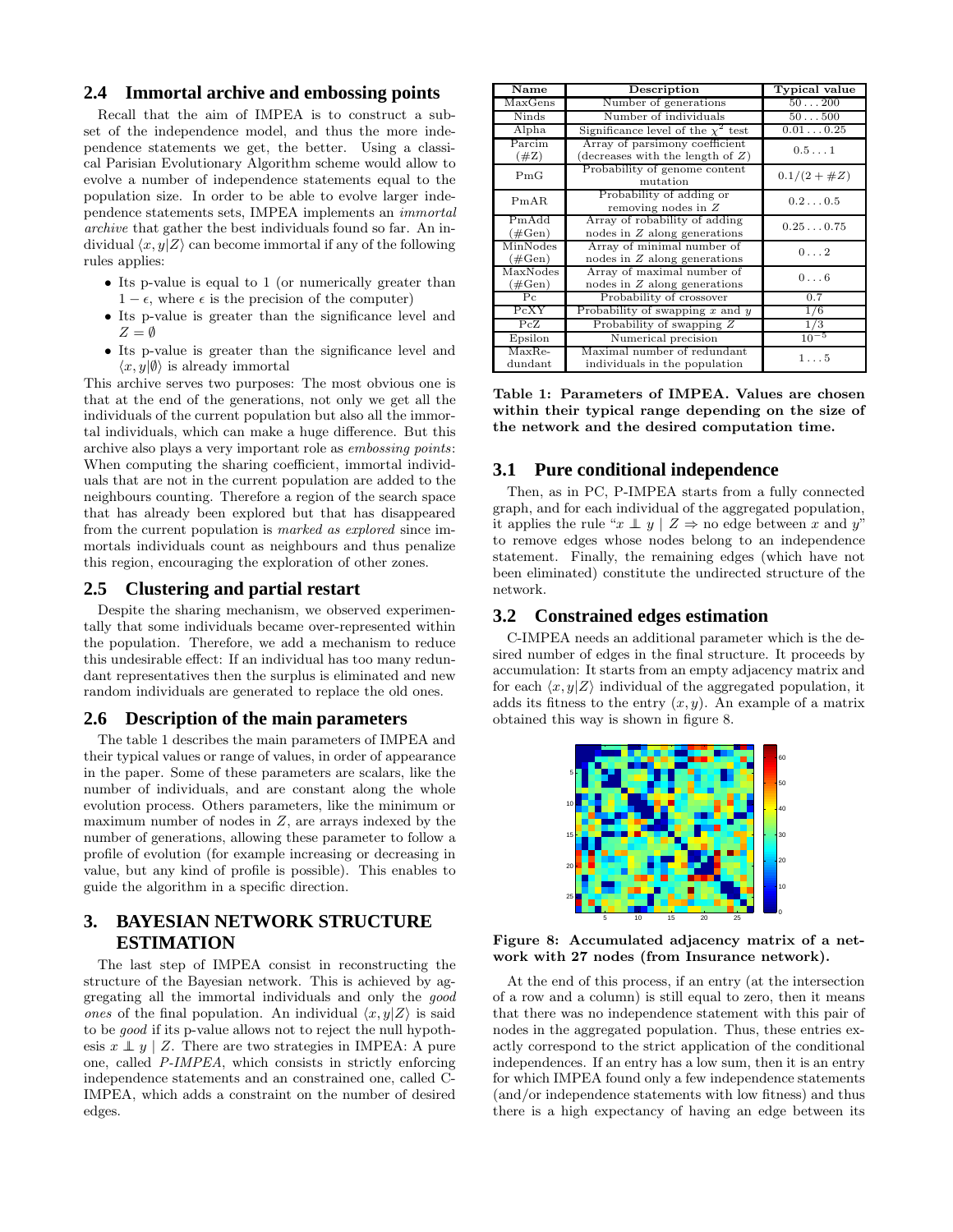## 2.4 Immortal archive and embossing points

Recall that the aim of IMPEA is to construct a subset of the independence model, and thus the more independence statements we get, the better. Using a classical Parisian Evolutionary Algorithm scheme would allow to evolve a number of independence statements equal to the population size. In order to be able to evolve larger independence statements sets, IMPEA implements an *immortal archive* that gather the best individuals found so far. An individual $\langle x, y|Z\rangle$ can become immortal if any of the following rules applies:

- Its p-value is equal to 1 (or numerically greater than $1-\epsilon$, where $\epsilon$ is the precision of the computer)
- Its p-value is greater than the significance level and $Z = \emptyset$
- Its p-value is greater than the significance level and $\langle x, y|\emptyset\rangle$ is already immortal

This archive serves two purposes: The most obvious one is that at the end of the generations, not only we get all the individuals of the current population but also all the immortal individuals, which can make a huge difference. But this archive also plays a very important role as *embossing points*: When computing the sharing coefficient, immortal individuals that are not in the current population are added to the neighbours counting. Therefore a region of the search space that has already been explored but that has disappeared from the current population is *marked as explored* since immortals individuals count as neighbours and thus penalize this region, encouraging the exploration of other zones.

## 2.5 Clustering and partial restart

Despite the sharing mechanism, we observed experimentally that some individuals became over-represented within the population. Therefore, we add a mechanism to reduce this undesirable effect: If an individual has too many redundant representatives then the surplus is eliminated and new random individuals are generated to replace the old ones.

## 2.6 Description of the main parameters

The table 1 describes the main parameters of IMPEA and their typical values or range of values, in order of appearance in the paper. Some of these parameters are scalars, like the number of individuals, and are constant along the whole evolution process. Others parameters, like the minimum or maximum number of nodes in $Z$, are arrays indexed by the number of generations, allowing these parameter to follow a profile of evolution (for example increasing or decreasing in value, but any kind of profile is possible). This enables to guide the algorithm in a specific direction.

| Name | Description | Typical value |
|---|---|---|
| MaxGens | Number of generations | $50\dots200$ |
| Ninds | Number of individuals | $50\dots500$ |
| Alpha | Significance level of the $\chi^2$ test | $0.01\dots0.25$ |
| Parcim (#Z) | Array of parsimony coefficient (decreases with the length of $Z$) | $0.5\dots1$ |
| PmG | Probability of genome content mutation | $0.1/(2+\#Z)$ |
| PmAR | Probability of adding or removing nodes in $Z$ | $0.2\dots0.5$ |
| PmAdd (#Gen) | Array of robability of adding nodes in $Z$ along generations | $0.25\dots0.75$ |
| MinNodes (#Gen) | Array of minimal number of nodes in $Z$ along generations | $0\dots2$ |
| MaxNodes (#Gen) | Array of maximal number of nodes in $Z$ along generations | $0\dots6$ |
| Pc | Probability of crossover | 0.7 |
| PcXY | Probability of swapping $x$ and $y$ | 1/6 |
| PcZ | Probability of swapping $Z$ | 1/3 |
| Epsilon | Numerical precision | $10^{-5}$ |
| MaxRedundant | Maximal number of redundant individuals in the population | $1\dots5$ |

**Table 1: Parameters of IMPEA. Values are chosen within their typical range depending on the size of the network and the desired computation time.**

# 3. BAYESIAN NETWORK STRUCTURE ESTIMATION

The last step of IMPEA consist in reconstructing the structure of the Bayesian network. This is achieved by aggregating all the immortal individuals and only the *good ones* of the final population. An individual $\langle x, y|Z\rangle$ is said to be *good* if its p-value allows not to reject the null hypothesis $x \perp\!\!\!\perp y \mid Z$. There are two strategies in IMPEA: A pure one, called *P-IMPEA*, which consists in strictly enforcing independence statements and an constrained one, called C-IMPEA, which adds a constraint on the number of desired edges.

## 3.1 Pure conditional independence

Then, as in PC, P-IMPEA starts from a fully connected graph, and for each individual of the aggregated population, it applies the rule "$x \perp\!\!\!\perp y \mid Z \Rightarrow$ no edge between $x$ and $y$" to remove edges whose nodes belong to an independence statement. Finally, the remaining edges (which have not been eliminated) constitute the undirected structure of the network.

## 3.2 Constrained edges estimation

C-IMPEA needs an additional parameter which is the desired number of edges in the final structure. It proceeds by accumulation: It starts from an empty adjacency matrix and for each $\langle x, y|Z\rangle$ individual of the aggregated population, it adds its fitness to the entry $(x, y)$. An example of a matrix obtained this way is shown in figure 8.

**Figure 8: Accumulated adjacency matrix of a network with 27 nodes (from Insurance network).**

At the end of this process, if an entry (at the intersection of a row and a column) is still equal to zero, then it means that there was no independence statement with this pair of nodes in the aggregated population. Thus, these entries exactly correspond to the strict application of the conditional independences. If an entry has a low sum, then it is an entry for which IMPEA found only a few independence statements (and/or independence statements with low fitness) and thus there is a high expectancy of having an edge between its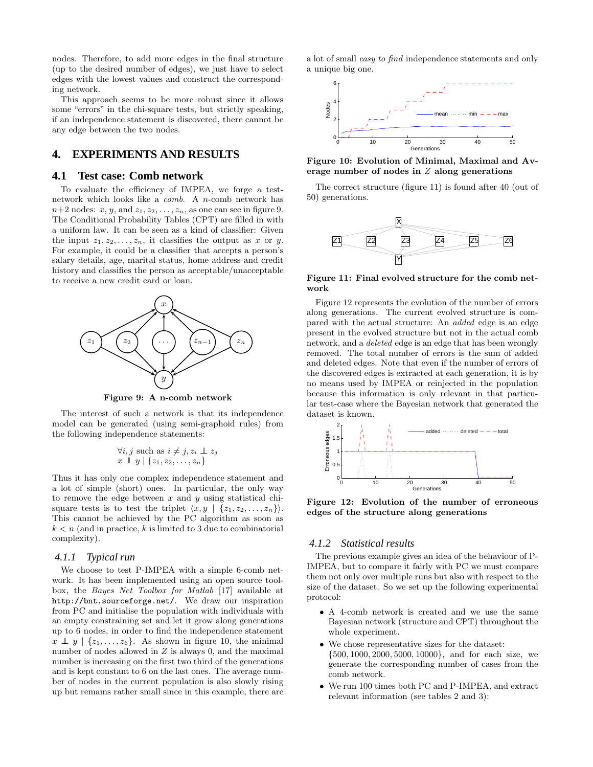nodes. Therefore, to add more edges in the final structure (up to the desired number of edges), we just have to select edges with the lowest values and construct the corresponding network.

This approach seems to be more robust since it allows some "errors" in the chi-square tests, but strictly speaking, if an independence statement is discovered, there cannot be any edge between the two nodes.

## 4. EXPERIMENTS AND RESULTS

### 4.1 Test case: Comb network

To evaluate the efficiency of IMPEA, we forge a test-network which looks like a *comb*. A $n$-comb network has $n+2$ nodes: $x$, $y$, and $z_1, z_2, \ldots, z_n$, as one can see in figure 9. The Conditional Probability Tables (CPT) are filled in with a uniform law. It can be seen as a kind of classifier: Given the input $z_1, z_2, \ldots, z_n$, it classifies the output as $x$ or $y$. For example, it could be a classifier that accepts a person's salary details, age, marital status, home address and credit history and classifies the person as acceptable/unacceptable to receive a new credit card or loan.

**Figure 9: A n-comb network**

The interest of such a network is that its independence model can be generated (using semi-graphoid rules) from the following independence statements:

$$\forall i, j \text{ such as } i \neq j, z_i \perp\!\!\!\perp z_j$$
$$x \perp\!\!\!\perp y \mid \{z_1, z_2, \ldots, z_n\}$$

Thus it has only one complex independence statement and a lot of simple (short) ones. In particular, the only way to remove the edge between $x$ and $y$ using statistical chi-square tests is to test the triplet $\langle x, y \mid \{z_1, z_2, \ldots, z_n\}\rangle$. This cannot be achieved by the PC algorithm as soon as $k < n$ (and in practice, $k$ is limited to 3 due to combinatorial complexity).

#### 4.1.1 Typical run

We choose to test P-IMPEA with a simple 6-comb network. It has been implemented using an open source toolbox, the *Bayes Net Toolbox for Matlab* [17] available at `http://bnt.sourceforge.net/`. We draw our inspiration from PC and initialise the population with individuals with an empty constraining set and let it grow along generations up to 6 nodes, in order to find the independence statement $x \perp\!\!\!\perp y \mid \{z_1, \ldots, z_6\}$. As shown in figure 10, the minimal number of nodes allowed in $Z$ is always 0, and the maximal number is increasing on the first two third of the generations and is kept constant to 6 on the last ones. The average number of nodes in the current population is also slowly rising up but remains rather small since in this example, there are a lot of small *easy to find* independence statements and only a unique big one.

**Figure 10: Evolution of Minimal, Maximal and Average number of nodes in $Z$ along generations**

The correct structure (figure 11) is found after 40 (out of 50) generations.

**Figure 11: Final evolved structure for the comb network**

Figure 12 represents the evolution of the number of errors along generations. The current evolved structure is compared with the actual structure: An *added* edge is an edge present in the evolved structure but not in the actual comb network, and a *deleted* edge is an edge that has been wrongly removed. The total number of errors is the sum of added and deleted edges. Note that even if the number of errors of the discovered edges is extracted at each generation, it is by no means used by IMPEA or reinjected in the population because this information is only relevant in that particular test-case where the Bayesian network that generated the dataset is known.

**Figure 12: Evolution of the number of erroneous edges of the structure along generations**

#### 4.1.2 Statistical results

The previous example gives an idea of the behaviour of P-IMPEA, but to compare it fairly with PC we must compare them not only over multiple runs but also with respect to the size of the dataset. So we set up the following experimental protocol:

- A 4-comb network is created and we use the same Bayesian network (structure and CPT) throughout the whole experiment.
- We chose representative sizes for the dataset: $\{500, 1000, 2000, 5000, 10000\}$, and for each size, we generate the corresponding number of cases from the comb network.
- We run 100 times both PC and P-IMPEA, and extract relevant information (see tables 2 and 3):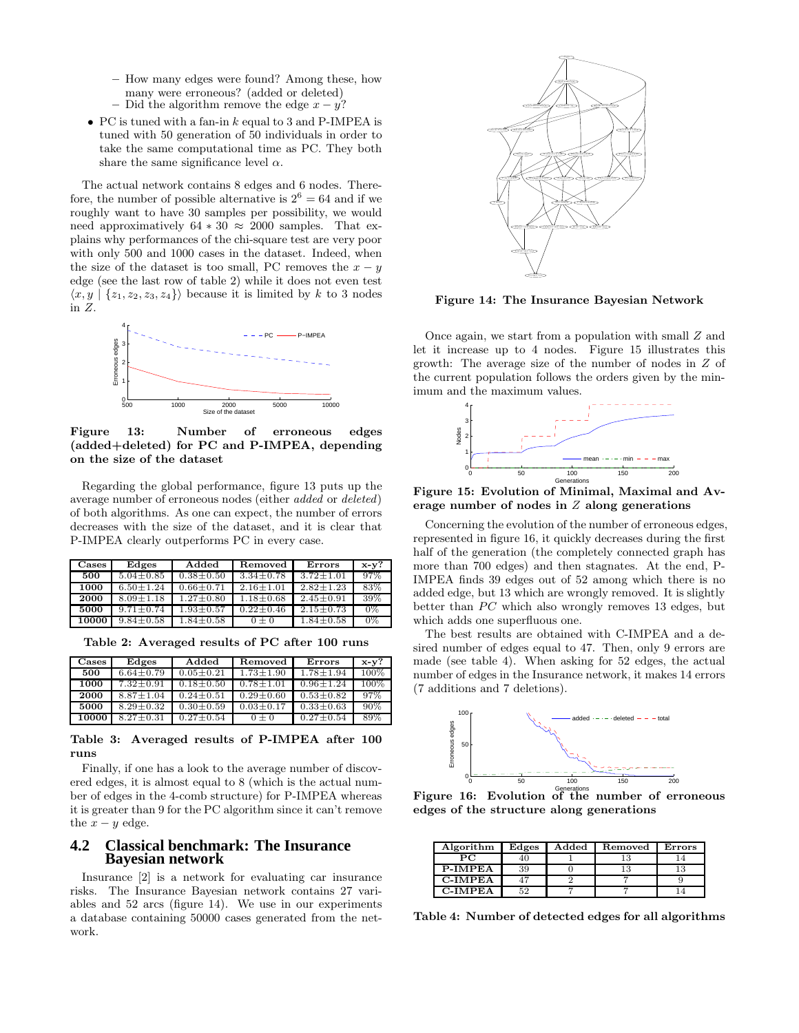– How many edges were found? Among these, how many were erroneous? (added or deleted)
– Did the algorithm remove the edge $x - y$?

- PC is tuned with a fan-in $k$ equal to 3 and P-IMPEA is tuned with 50 generation of 50 individuals in order to take the same computational time as PC. They both share the same significance level $\alpha$.

The actual network contains 8 edges and 6 nodes. Therefore, the number of possible alternative is $2^6 = 64$ and if we roughly want to have 30 samples per possibility, we would need approximatively $64 * 30 \approx 2000$ samples. That explains why performances of the chi-square test are very poor with only 500 and 1000 cases in the dataset. Indeed, when the size of the dataset is too small, PC removes the $x - y$ edge (see the last row of table 2) while it does not even test $\langle x, y \mid \{z_1, z_2, z_3, z_4\}\rangle$ because it is limited by $k$ to 3 nodes in $Z$.

**Figure 13: Number of erroneous edges (added+deleted) for PC and P-IMPEA, depending on the size of the dataset**

Regarding the global performance, figure 13 puts up the average number of erroneous nodes (either *added* or *deleted*) of both algorithms. As one can expect, the number of errors decreases with the size of the dataset, and it is clear that P-IMPEA clearly outperforms PC in every case.

| Cases | Edges | Added | Removed | Errors | x-y? |
|---|---|---|---|---|---|
| **500** | $5.04 \pm 0.85$ | $0.38 \pm 0.50$ | $3.34 \pm 0.78$ | $3.72 \pm 1.01$ | 97% |
| **1000** | $6.50 \pm 1.24$ | $0.66 \pm 0.71$ | $2.16 \pm 1.01$ | $2.82 \pm 1.23$ | 83% |
| **2000** | $8.09 \pm 1.18$ | $1.27 \pm 0.80$ | $1.18 \pm 0.68$ | $2.45 \pm 0.91$ | 39% |
| **5000** | $9.71 \pm 0.74$ | $1.93 \pm 0.57$ | $0.22 \pm 0.46$ | $2.15 \pm 0.73$ | 0% |
| **10000** | $9.84 \pm 0.58$ | $1.84 \pm 0.58$ | $0 \pm 0$ | $1.84 \pm 0.58$ | 0% |

**Table 2: Averaged results of PC after 100 runs**

| Cases | Edges | Added | Removed | Errors | x-y? |
|---|---|---|---|---|---|
| **500** | $6.64 \pm 0.79$ | $0.05 \pm 0.21$ | $1.73 \pm 1.90$ | $1.78 \pm 1.94$ | 100% |
| **1000** | $7.32 \pm 0.91$ | $0.18 \pm 0.50$ | $0.78 \pm 1.01$ | $0.96 \pm 1.24$ | 100% |
| **2000** | $8.87 \pm 1.04$ | $0.24 \pm 0.51$ | $0.29 \pm 0.60$ | $0.53 \pm 0.82$ | 97% |
| **5000** | $8.29 \pm 0.32$ | $0.30 \pm 0.59$ | $0.03 \pm 0.17$ | $0.33 \pm 0.63$ | 90% |
| **10000** | $8.27 \pm 0.31$ | $0.27 \pm 0.54$ | $0 \pm 0$ | $0.27 \pm 0.54$ | 89% |

**Table 3: Averaged results of P-IMPEA after 100 runs**

Finally, if one has a look to the average number of discovered edges, it is almost equal to 8 (which is the actual number of edges in the 4-comb structure) for P-IMPEA whereas it is greater than 9 for the PC algorithm since it can't remove the $x - y$ edge.

## 4.2 Classical benchmark: The Insurance Bayesian network

Insurance [2] is a network for evaluating car insurance risks. The Insurance Bayesian network contains 27 variables and 52 arcs (figure 14). We use in our experiments a database containing 50000 cases generated from the network.

**Figure 14: The Insurance Bayesian Network**

Once again, we start from a population with small $Z$ and let it increase up to 4 nodes. Figure 15 illustrates this growth: The average size of the number of nodes in $Z$ of the current population follows the orders given by the minimum and the maximum values.

**Figure 15: Evolution of Minimal, Maximal and Average number of nodes in $Z$ along generations**

Concerning the evolution of the number of erroneous edges, represented in figure 16, it quickly decreases during the first half of the generation (the completely connected graph has more than 700 edges) and then stagnates. At the end, P-IMPEA finds 39 edges out of 52 among which there is no added edge, but 13 which are wrongly removed. It is slightly better than *PC* which also wrongly removes 13 edges, but which adds one superfluous one.

The best results are obtained with C-IMPEA and a desired number of edges equal to 47. Then, only 9 errors are made (see table 4). When asking for 52 edges, the actual number of edges in the Insurance network, it makes 14 errors (7 additions and 7 deletions).

**Figure 16: Evolution of the number of erroneous edges of the structure along generations**

| Algorithm | Edges | Added | Removed | Errors |
|---|---|---|---|---|
| **PC** | 40 | 1 | 13 | 14 |
| **P-IMPEA** | 39 | 0 | 13 | 13 |
| **C-IMPEA** | 47 | 2 | 7 | 9 |
| **C-IMPEA** | 52 | 7 | 7 | 14 |

**Table 4: Number of detected edges for all algorithms**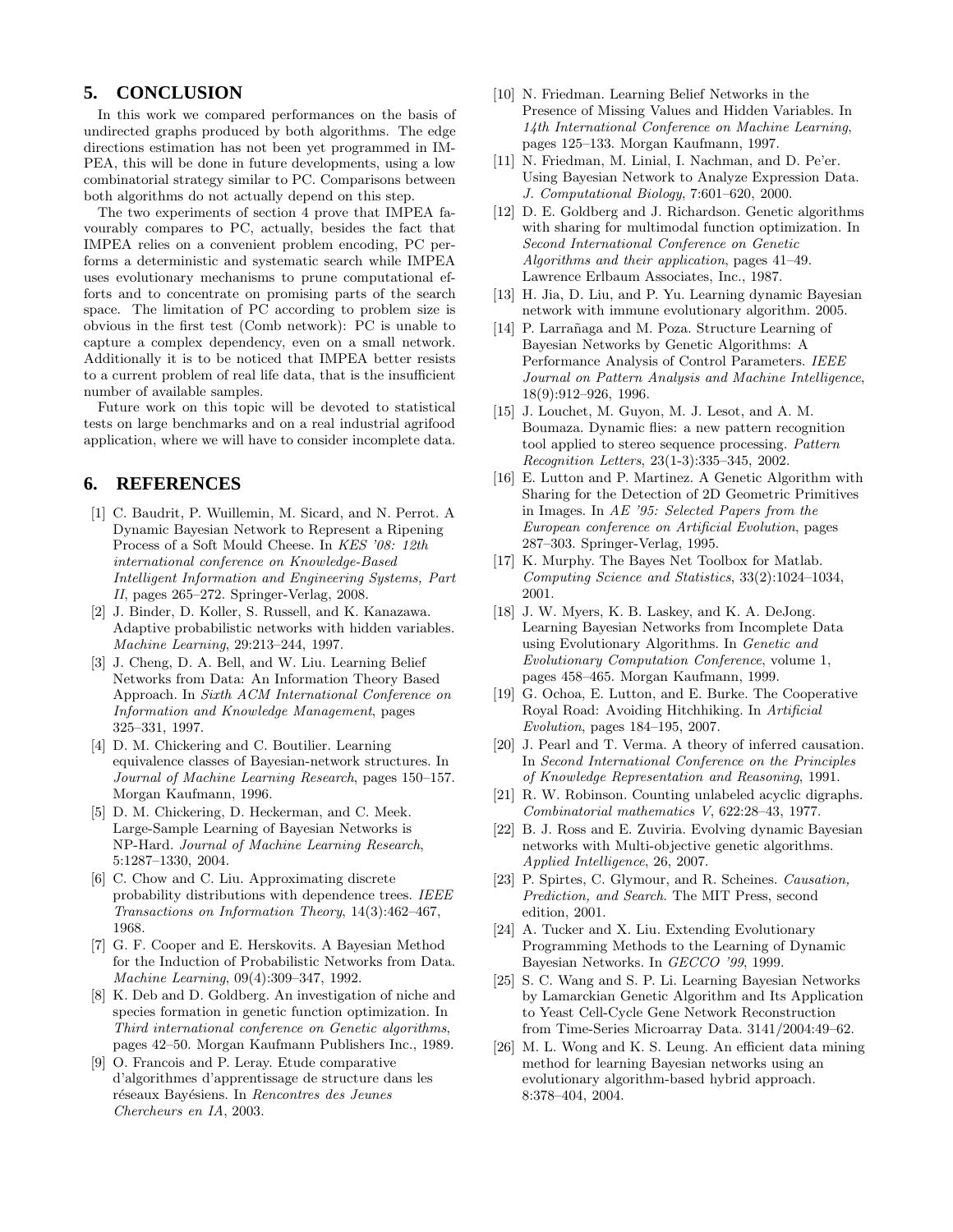## 5. CONCLUSION

In this work we compared performances on the basis of undirected graphs produced by both algorithms. The edge directions estimation has not been yet programmed in IMPEA, this will be done in future developments, using a low combinatorial strategy similar to PC. Comparisons between both algorithms do not actually depend on this step.

The two experiments of section 4 prove that IMPEA favourably compares to PC, actually, besides the fact that IMPEA relies on a convenient problem encoding, PC performs a deterministic and systematic search while IMPEA uses evolutionary mechanisms to prune computational efforts and to concentrate on promising parts of the search space. The limitation of PC according to problem size is obvious in the first test (Comb network): PC is unable to capture a complex dependency, even on a small network. Additionally it is to be noticed that IMPEA better resists to a current problem of real life data, that is the insufficient number of available samples.

Future work on this topic will be devoted to statistical tests on large benchmarks and on a real industrial agrifood application, where we will have to consider incomplete data.

## 6. REFERENCES

[1] C. Baudrit, P. Wuillemin, M. Sicard, and N. Perrot. A Dynamic Bayesian Network to Represent a Ripening Process of a Soft Mould Cheese. In *KES '08: 12th international conference on Knowledge-Based Intelligent Information and Engineering Systems, Part II*, pages 265–272. Springer-Verlag, 2008.

[2] J. Binder, D. Koller, S. Russell, and K. Kanazawa. Adaptive probabilistic networks with hidden variables. *Machine Learning*, 29:213–244, 1997.

[3] J. Cheng, D. A. Bell, and W. Liu. Learning Belief Networks from Data: An Information Theory Based Approach. In *Sixth ACM International Conference on Information and Knowledge Management*, pages 325–331, 1997.

[4] D. M. Chickering and C. Boutilier. Learning equivalence classes of Bayesian-network structures. In *Journal of Machine Learning Research*, pages 150–157. Morgan Kaufmann, 1996.

[5] D. M. Chickering, D. Heckerman, and C. Meek. Large-Sample Learning of Bayesian Networks is NP-Hard. *Journal of Machine Learning Research*, 5:1287–1330, 2004.

[6] C. Chow and C. Liu. Approximating discrete probability distributions with dependence trees. *IEEE Transactions on Information Theory*, 14(3):462–467, 1968.

[7] G. F. Cooper and E. Herskovits. A Bayesian Method for the Induction of Probabilistic Networks from Data. *Machine Learning*, 09(4):309–347, 1992.

[8] K. Deb and D. Goldberg. An investigation of niche and species formation in genetic function optimization. In *Third international conference on Genetic algorithms*, pages 42–50. Morgan Kaufmann Publishers Inc., 1989.

[9] O. Francois and P. Leray. Etude comparative d'algorithmes d'apprentissage de structure dans les réseaux Bayésiens. In *Rencontres des Jeunes Chercheurs en IA*, 2003.

[10] N. Friedman. Learning Belief Networks in the Presence of Missing Values and Hidden Variables. In *14th International Conference on Machine Learning*, pages 125–133. Morgan Kaufmann, 1997.

[11] N. Friedman, M. Linial, I. Nachman, and D. Pe'er. Using Bayesian Network to Analyze Expression Data. *J. Computational Biology*, 7:601–620, 2000.

[12] D. E. Goldberg and J. Richardson. Genetic algorithms with sharing for multimodal function optimization. In *Second International Conference on Genetic Algorithms and their application*, pages 41–49. Lawrence Erlbaum Associates, Inc., 1987.

[13] H. Jia, D. Liu, and P. Yu. Learning dynamic Bayesian network with immune evolutionary algorithm. 2005.

[14] P. Larrañaga and M. Poza. Structure Learning of Bayesian Networks by Genetic Algorithms: A Performance Analysis of Control Parameters. *IEEE Journal on Pattern Analysis and Machine Intelligence*, 18(9):912–926, 1996.

[15] J. Louchet, M. Guyon, M. J. Lesot, and A. M. Boumaza. Dynamic flies: a new pattern recognition tool applied to stereo sequence processing. *Pattern Recognition Letters*, 23(1-3):335–345, 2002.

[16] E. Lutton and P. Martinez. A Genetic Algorithm with Sharing for the Detection of 2D Geometric Primitives in Images. In *AE '95: Selected Papers from the European conference on Artificial Evolution*, pages 287–303. Springer-Verlag, 1995.

[17] K. Murphy. The Bayes Net Toolbox for Matlab. *Computing Science and Statistics*, 33(2):1024–1034, 2001.

[18] J. W. Myers, K. B. Laskey, and K. A. DeJong. Learning Bayesian Networks from Incomplete Data using Evolutionary Algorithms. In *Genetic and Evolutionary Computation Conference*, volume 1, pages 458–465. Morgan Kaufmann, 1999.

[19] G. Ochoa, E. Lutton, and E. Burke. The Cooperative Royal Road: Avoiding Hitchhiking. In *Artificial Evolution*, pages 184–195, 2007.

[20] J. Pearl and T. Verma. A theory of inferred causation. In *Second International Conference on the Principles of Knowledge Representation and Reasoning*, 1991.

[21] R. W. Robinson. Counting unlabeled acyclic digraphs. *Combinatorial mathematics V*, 622:28–43, 1977.

[22] B. J. Ross and E. Zuviria. Evolving dynamic Bayesian networks with Multi-objective genetic algorithms. *Applied Intelligence*, 26, 2007.

[23] P. Spirtes, C. Glymour, and R. Scheines. *Causation, Prediction, and Search*. The MIT Press, second edition, 2001.

[24] A. Tucker and X. Liu. Extending Evolutionary Programming Methods to the Learning of Dynamic Bayesian Networks. In *GECCO '99*, 1999.

[25] S. C. Wang and S. P. Li. Learning Bayesian Networks by Lamarckian Genetic Algorithm and Its Application to Yeast Cell-Cycle Gene Network Reconstruction from Time-Series Microarray Data. 3141/2004:49–62.

[26] M. L. Wong and K. S. Leung. An efficient data mining method for learning Bayesian networks using an evolutionary algorithm-based hybrid approach. 8:378–404, 2004.